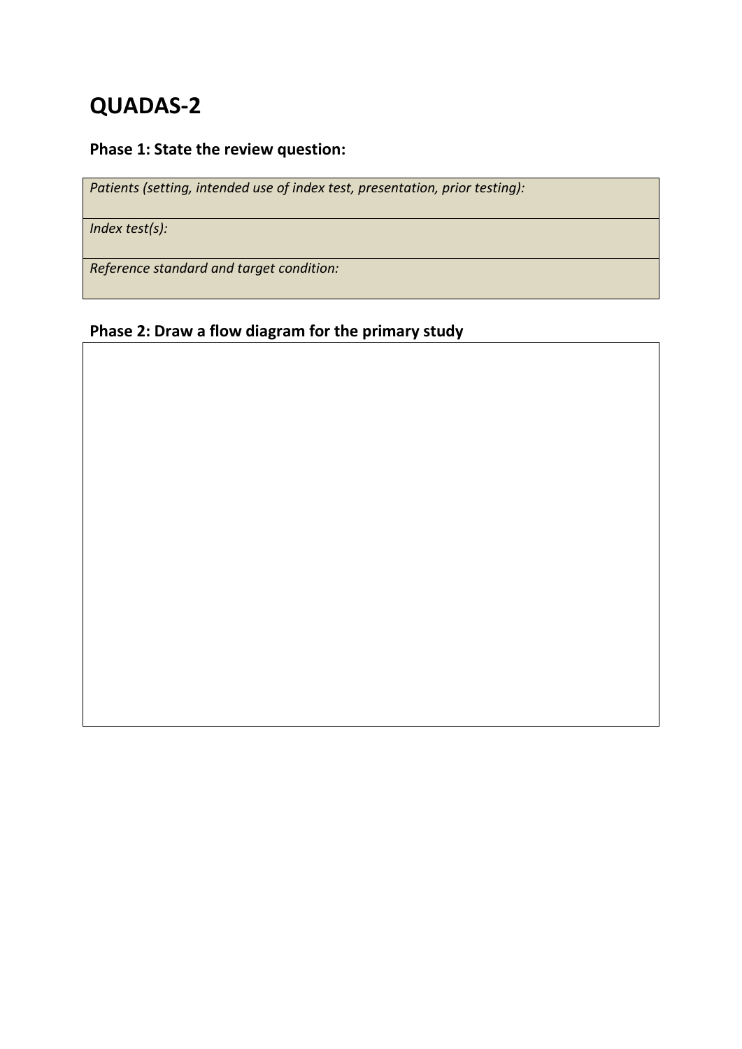# QUADAS-2

## Phase 1: State the review question:

| *Patients (setting, intended use of index test, presentation, prior testing):* |
| --- |
| *Index test(s):* |
| *Reference standard and target condition:* |

## Phase 2: Draw a flow diagram for the primary study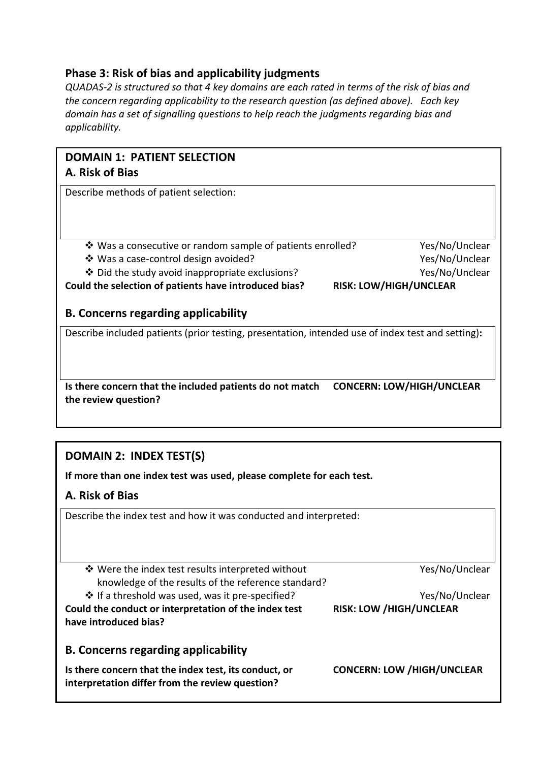## Phase 3: Risk of bias and applicability judgments

*QUADAS-2 is structured so that 4 key domains are each rated in terms of the risk of bias and the concern regarding applicability to the research question (as defined above). Each key domain has a set of signalling questions to help reach the judgments regarding bias and applicability.*

### DOMAIN 1: PATIENT SELECTION

### A. Risk of Bias

Describe methods of patient selection:

- ❖ Was a consecutive or random sample of patients enrolled? Yes/No/Unclear
- ❖ Was a case-control design avoided? Yes/No/Unclear
- ❖ Did the study avoid inappropriate exclusions? Yes/No/Unclear

**Could the selection of patients have introduced bias? RISK: LOW/HIGH/UNCLEAR**

### B. Concerns regarding applicability

Describe included patients (prior testing, presentation, intended use of index test and setting)**:**

**Is there concern that the included patients do not match the review question? CONCERN: LOW/HIGH/UNCLEAR**

### DOMAIN 2: INDEX TEST(S)

**If more than one index test was used, please complete for each test.**

### A. Risk of Bias

Describe the index test and how it was conducted and interpreted:

- ❖ Were the index test results interpreted without knowledge of the results of the reference standard? Yes/No/Unclear
- ❖ If a threshold was used, was it pre-specified? Yes/No/Unclear

**Could the conduct or interpretation of the index test have introduced bias? RISK: LOW /HIGH/UNCLEAR**

### B. Concerns regarding applicability

**Is there concern that the index test, its conduct, or interpretation differ from the review question? CONCERN: LOW /HIGH/UNCLEAR**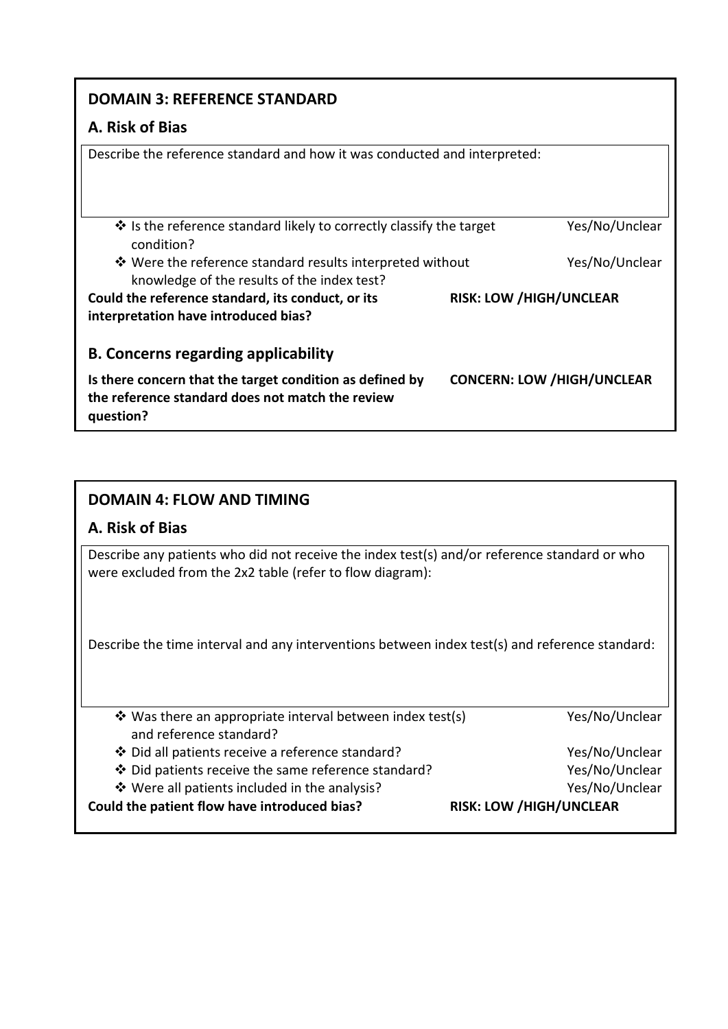## DOMAIN 3: REFERENCE STANDARD

### A. Risk of Bias

Describe the reference standard and how it was conducted and interpreted:

- ❖ Is the reference standard likely to correctly classify the target condition? — Yes/No/Unclear
- ❖ Were the reference standard results interpreted without knowledge of the results of the index test? — Yes/No/Unclear

**Could the reference standard, its conduct, or its interpretation have introduced bias?** — **RISK: LOW /HIGH/UNCLEAR**

### B. Concerns regarding applicability

**Is there concern that the target condition as defined by the reference standard does not match the review question?** — **CONCERN: LOW /HIGH/UNCLEAR**

## DOMAIN 4: FLOW AND TIMING

### A. Risk of Bias

Describe any patients who did not receive the index test(s) and/or reference standard or who were excluded from the 2x2 table (refer to flow diagram):

Describe the time interval and any interventions between index test(s) and reference standard:

- ❖ Was there an appropriate interval between index test(s) and reference standard? — Yes/No/Unclear
- ❖ Did all patients receive a reference standard? — Yes/No/Unclear
- ❖ Did patients receive the same reference standard? — Yes/No/Unclear
- ❖ Were all patients included in the analysis? — Yes/No/Unclear

**Could the patient flow have introduced bias?** — **RISK: LOW /HIGH/UNCLEAR**